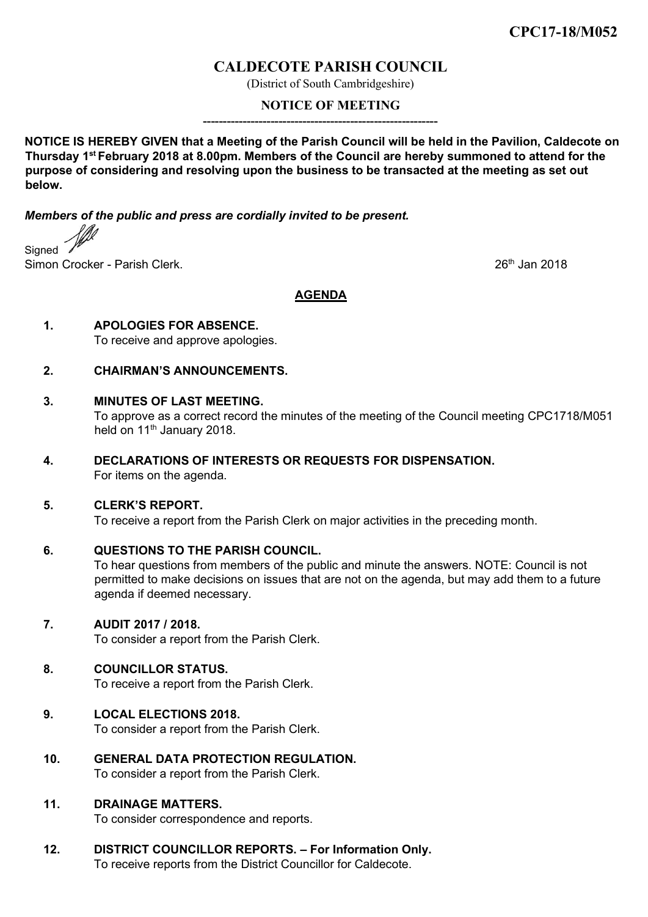CPC17-18/M052

# CALDECOTE PARISH COUNCIL

(District of South Cambridgeshire)

## NOTICE OF MEETING

---

**NOTICE IS HEREBY GIVEN that a Meeting of the Parish Council will be held in the Pavilion, Caldecote on Thursday 1st February 2018 at 8.00pm. Members of the Council are hereby summoned to attend for the purpose of considering and resolving upon the business to be transacted at the meeting as set out below.**

***Members of the public and press are cordially invited to be present.***

Signed

Simon Crocker - Parish Clerk. 26th Jan 2018

## AGENDA

**1. APOLOGIES FOR ABSENCE.**
To receive and approve apologies.

**2. CHAIRMAN'S ANNOUNCEMENTS.**

**3. MINUTES OF LAST MEETING.**
To approve as a correct record the minutes of the meeting of the Council meeting CPC1718/M051 held on 11th January 2018.

**4. DECLARATIONS OF INTERESTS OR REQUESTS FOR DISPENSATION.**
For items on the agenda.

**5. CLERK'S REPORT.**
To receive a report from the Parish Clerk on major activities in the preceding month.

**6. QUESTIONS TO THE PARISH COUNCIL.**
To hear questions from members of the public and minute the answers. NOTE: Council is not permitted to make decisions on issues that are not on the agenda, but may add them to a future agenda if deemed necessary.

**7. AUDIT 2017 / 2018.**
To consider a report from the Parish Clerk.

**8. COUNCILLOR STATUS.**
To receive a report from the Parish Clerk.

**9. LOCAL ELECTIONS 2018.**
To consider a report from the Parish Clerk.

**10. GENERAL DATA PROTECTION REGULATION.**
To consider a report from the Parish Clerk.

**11. DRAINAGE MATTERS.**
To consider correspondence and reports.

**12. DISTRICT COUNCILLOR REPORTS. – For Information Only.**
To receive reports from the District Councillor for Caldecote.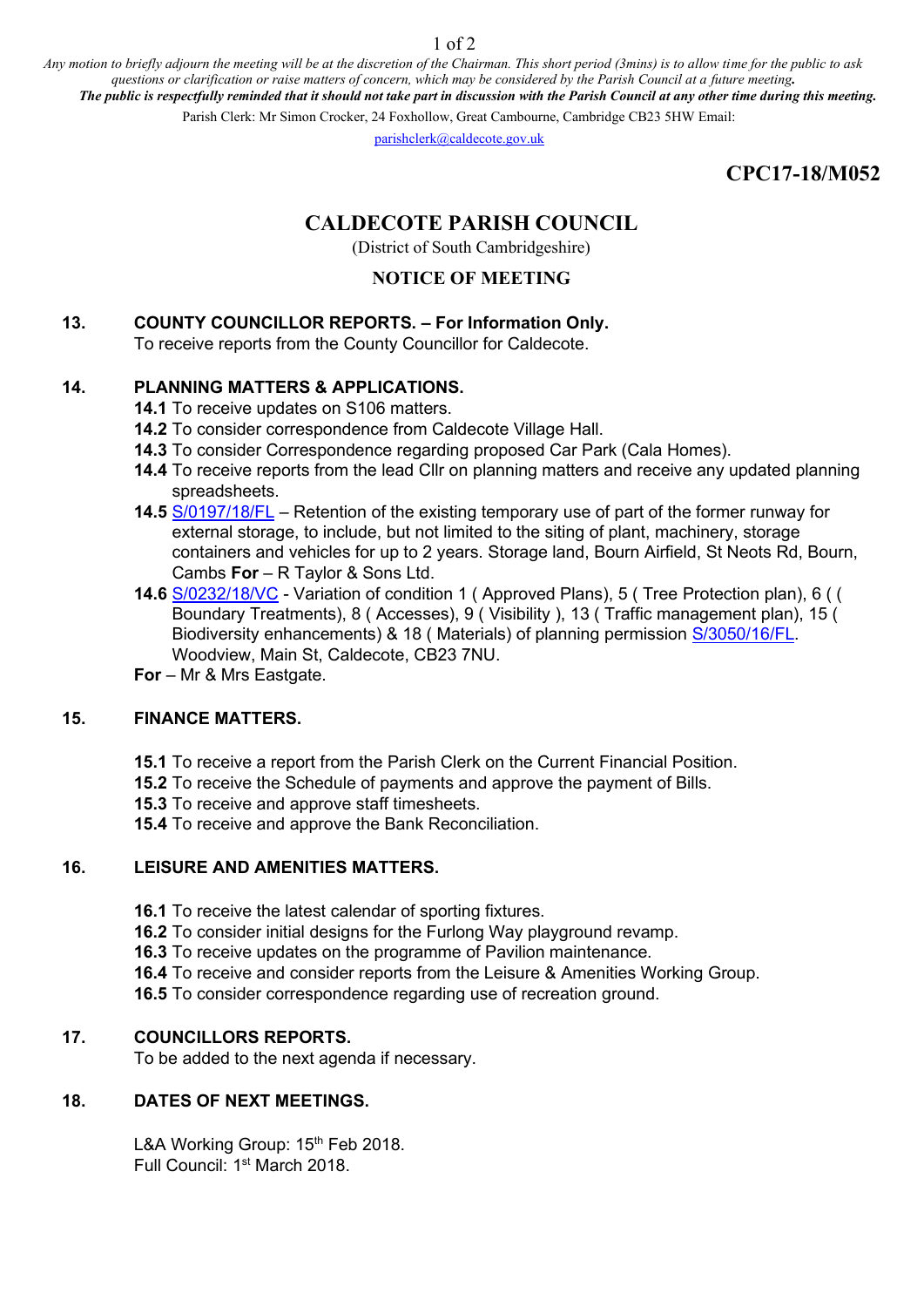*Any motion to briefly adjourn the meeting will be at the discretion of the Chairman. This short period (3mins) is to allow time for the public to ask questions or clarification or raise matters of concern, which may be considered by the Parish Council at a future meeting.*
***The public is respectfully reminded that it should not take part in discussion with the Parish Council at any other time during this meeting.***

Parish Clerk: Mr Simon Crocker, 24 Foxhollow, Great Cambourne, Cambridge CB23 5HW Email:
parishclerk@caldecote.gov.uk

**CPC17-18/M052**

# CALDECOTE PARISH COUNCIL

(District of South Cambridgeshire)

## NOTICE OF MEETING

**13. COUNTY COUNCILLOR REPORTS. – For Information Only.**
To receive reports from the County Councillor for Caldecote.

**14. PLANNING MATTERS & APPLICATIONS.**

**14.1** To receive updates on S106 matters.
**14.2** To consider correspondence from Caldecote Village Hall.
**14.3** To consider Correspondence regarding proposed Car Park (Cala Homes).
**14.4** To receive reports from the lead Cllr on planning matters and receive any updated planning spreadsheets.
**14.5** S/0197/18/FL – Retention of the existing temporary use of part of the former runway for external storage, to include, but not limited to the siting of plant, machinery, storage containers and vehicles for up to 2 years. Storage land, Bourn Airfield, St Neots Rd, Bourn, Cambs **For** – R Taylor & Sons Ltd.
**14.6** S/0232/18/VC - Variation of condition 1 ( Approved Plans), 5 ( Tree Protection plan), 6 ( ( Boundary Treatments), 8 ( Accesses), 9 ( Visibility ), 13 ( Traffic management plan), 15 ( Biodiversity enhancements) & 18 ( Materials) of planning permission S/3050/16/FL. Woodview, Main St, Caldecote, CB23 7NU.
**For** – Mr & Mrs Eastgate.

**15. FINANCE MATTERS.**

**15.1** To receive a report from the Parish Clerk on the Current Financial Position.
**15.2** To receive the Schedule of payments and approve the payment of Bills.
**15.3** To receive and approve staff timesheets.
**15.4** To receive and approve the Bank Reconciliation.

**16. LEISURE AND AMENITIES MATTERS.**

**16.1** To receive the latest calendar of sporting fixtures.
**16.2** To consider initial designs for the Furlong Way playground revamp.
**16.3** To receive updates on the programme of Pavilion maintenance.
**16.4** To receive and consider reports from the Leisure & Amenities Working Group.
**16.5** To consider correspondence regarding use of recreation ground.

**17. COUNCILLORS REPORTS.**
To be added to the next agenda if necessary.

**18. DATES OF NEXT MEETINGS.**

L&A Working Group: 15th Feb 2018.
Full Council: 1st March 2018.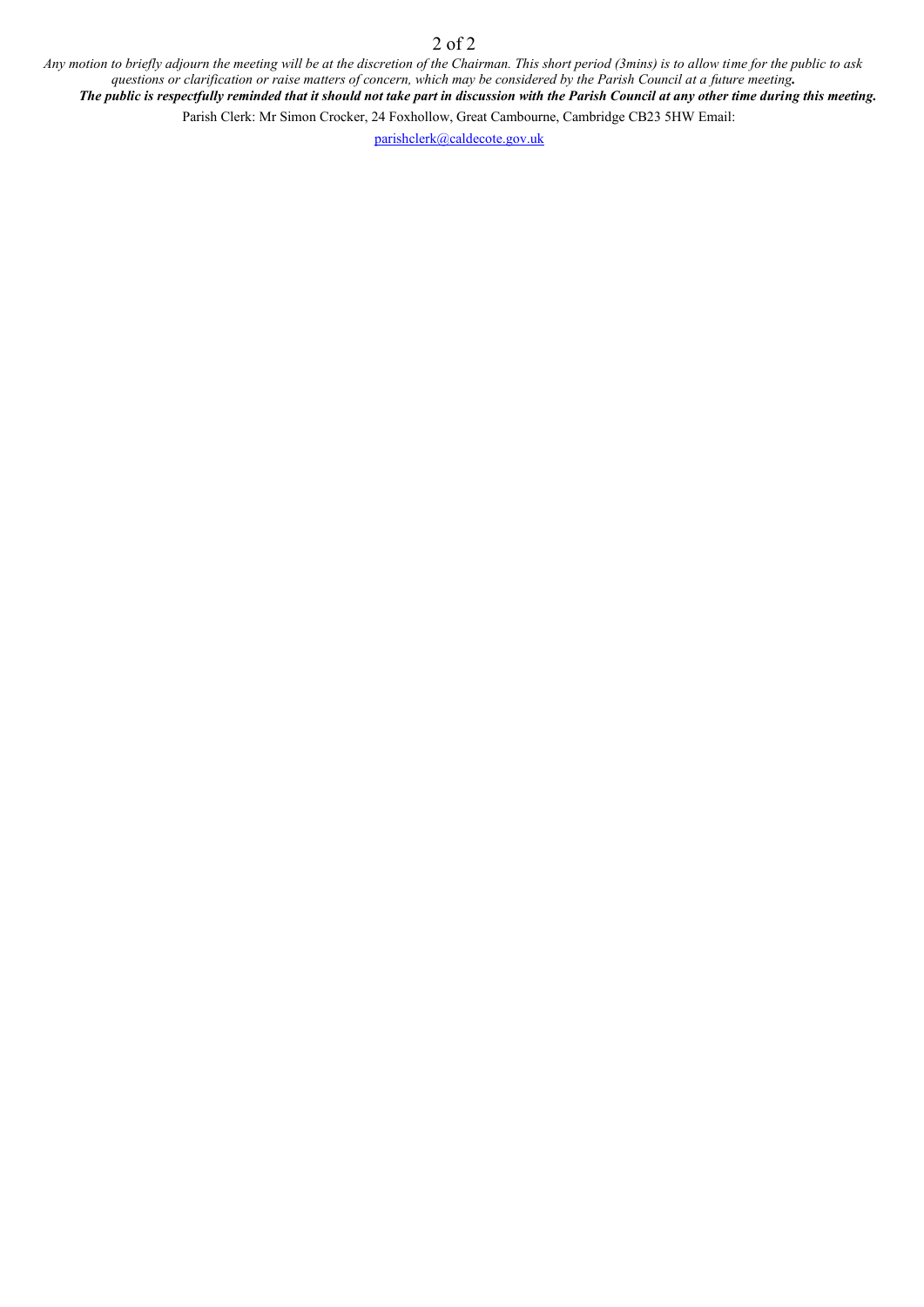*Any motion to briefly adjourn the meeting will be at the discretion of the Chairman. This short period (3mins) is to allow time for the public to ask questions or clarification or raise matters of concern, which may be considered by the Parish Council at a future meeting.*

***The public is respectfully reminded that it should not take part in discussion with the Parish Council at any other time during this meeting.***

Parish Clerk: Mr Simon Crocker, 24 Foxhollow, Great Cambourne, Cambridge CB23 5HW Email:

parishclerk@caldecote.gov.uk